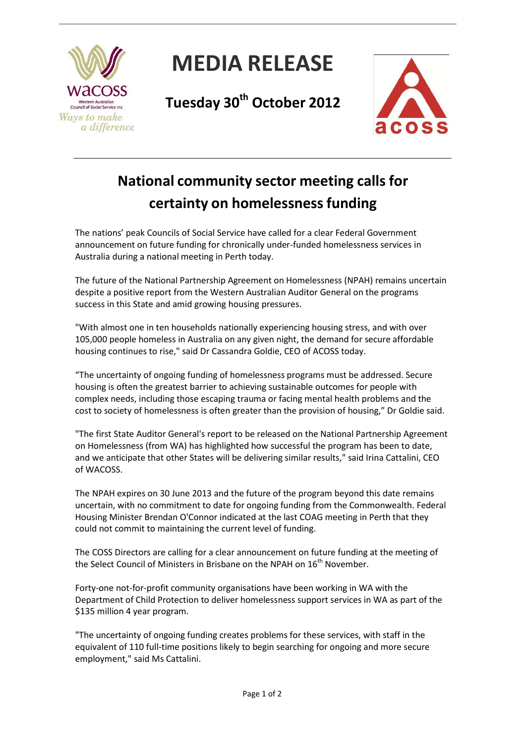# MEDIA RELEASE

**Tuesday 30th October 2012**

## National community sector meeting calls for certainty on homelessness funding

The nations' peak Councils of Social Service have called for a clear Federal Government announcement on future funding for chronically under-funded homelessness services in Australia during a national meeting in Perth today.

The future of the National Partnership Agreement on Homelessness (NPAH) remains uncertain despite a positive report from the Western Australian Auditor General on the programs success in this State and amid growing housing pressures.

"With almost one in ten households nationally experiencing housing stress, and with over 105,000 people homeless in Australia on any given night, the demand for secure affordable housing continues to rise," said Dr Cassandra Goldie, CEO of ACOSS today.

"The uncertainty of ongoing funding of homelessness programs must be addressed. Secure housing is often the greatest barrier to achieving sustainable outcomes for people with complex needs, including those escaping trauma or facing mental health problems and the cost to society of homelessness is often greater than the provision of housing," Dr Goldie said.

"The first State Auditor General's report to be released on the National Partnership Agreement on Homelessness (from WA) has highlighted how successful the program has been to date, and we anticipate that other States will be delivering similar results," said Irina Cattalini, CEO of WACOSS.

The NPAH expires on 30 June 2013 and the future of the program beyond this date remains uncertain, with no commitment to date for ongoing funding from the Commonwealth. Federal Housing Minister Brendan O'Connor indicated at the last COAG meeting in Perth that they could not commit to maintaining the current level of funding.

The COSS Directors are calling for a clear announcement on future funding at the meeting of the Select Council of Ministers in Brisbane on the NPAH on 16th November.

Forty-one not-for-profit community organisations have been working in WA with the Department of Child Protection to deliver homelessness support services in WA as part of the $135 million 4 year program.

"The uncertainty of ongoing funding creates problems for these services, with staff in the equivalent of 110 full-time positions likely to begin searching for ongoing and more secure employment," said Ms Cattalini.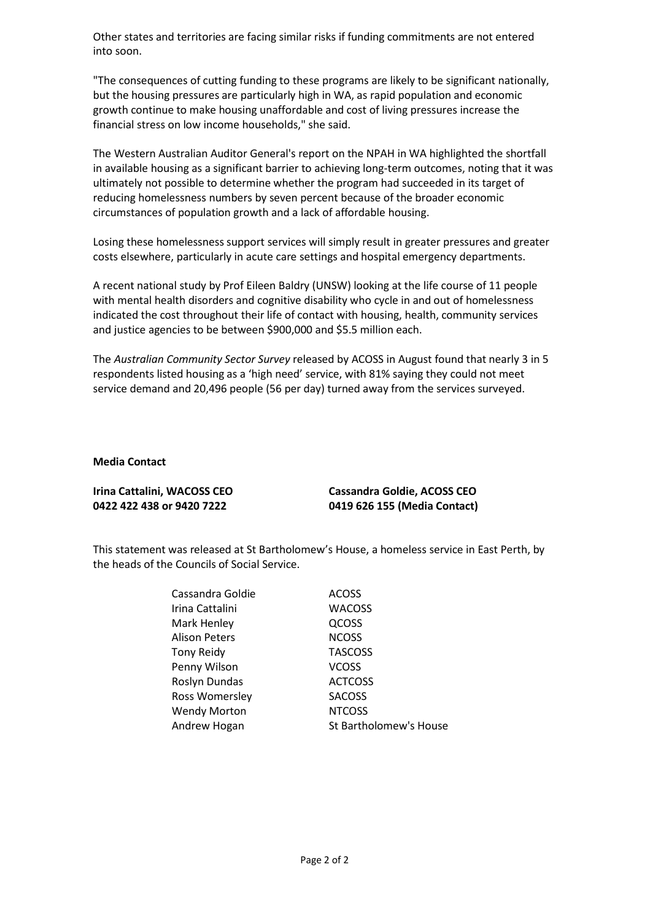Other states and territories are facing similar risks if funding commitments are not entered into soon.

"The consequences of cutting funding to these programs are likely to be significant nationally, but the housing pressures are particularly high in WA, as rapid population and economic growth continue to make housing unaffordable and cost of living pressures increase the financial stress on low income households," she said.

The Western Australian Auditor General's report on the NPAH in WA highlighted the shortfall in available housing as a significant barrier to achieving long-term outcomes, noting that it was ultimately not possible to determine whether the program had succeeded in its target of reducing homelessness numbers by seven percent because of the broader economic circumstances of population growth and a lack of affordable housing.

Losing these homelessness support services will simply result in greater pressures and greater costs elsewhere, particularly in acute care settings and hospital emergency departments.

A recent national study by Prof Eileen Baldry (UNSW) looking at the life course of 11 people with mental health disorders and cognitive disability who cycle in and out of homelessness indicated the cost throughout their life of contact with housing, health, community services and justice agencies to be between $900,000 and $5.5 million each.

The *Australian Community Sector Survey* released by ACOSS in August found that nearly 3 in 5 respondents listed housing as a 'high need' service, with 81% saying they could not meet service demand and 20,496 people (56 per day) turned away from the services surveyed.

**Media Contact**

**Irina Cattalini, WACOSS CEO**
**0422 422 438 or 9420 7222**

**Cassandra Goldie, ACOSS CEO**
**0419 626 155 (Media Contact)**

This statement was released at St Bartholomew's House, a homeless service in East Perth, by the heads of the Councils of Social Service.

| | |
|---|---|
| Cassandra Goldie | ACOSS |
| Irina Cattalini | WACOSS |
| Mark Henley | QCOSS |
| Alison Peters | NCOSS |
| Tony Reidy | TASCOSS |
| Penny Wilson | VCOSS |
| Roslyn Dundas | ACTCOSS |
| Ross Womersley | SACOSS |
| Wendy Morton | NTCOSS |
| Andrew Hogan | St Bartholomew's House |